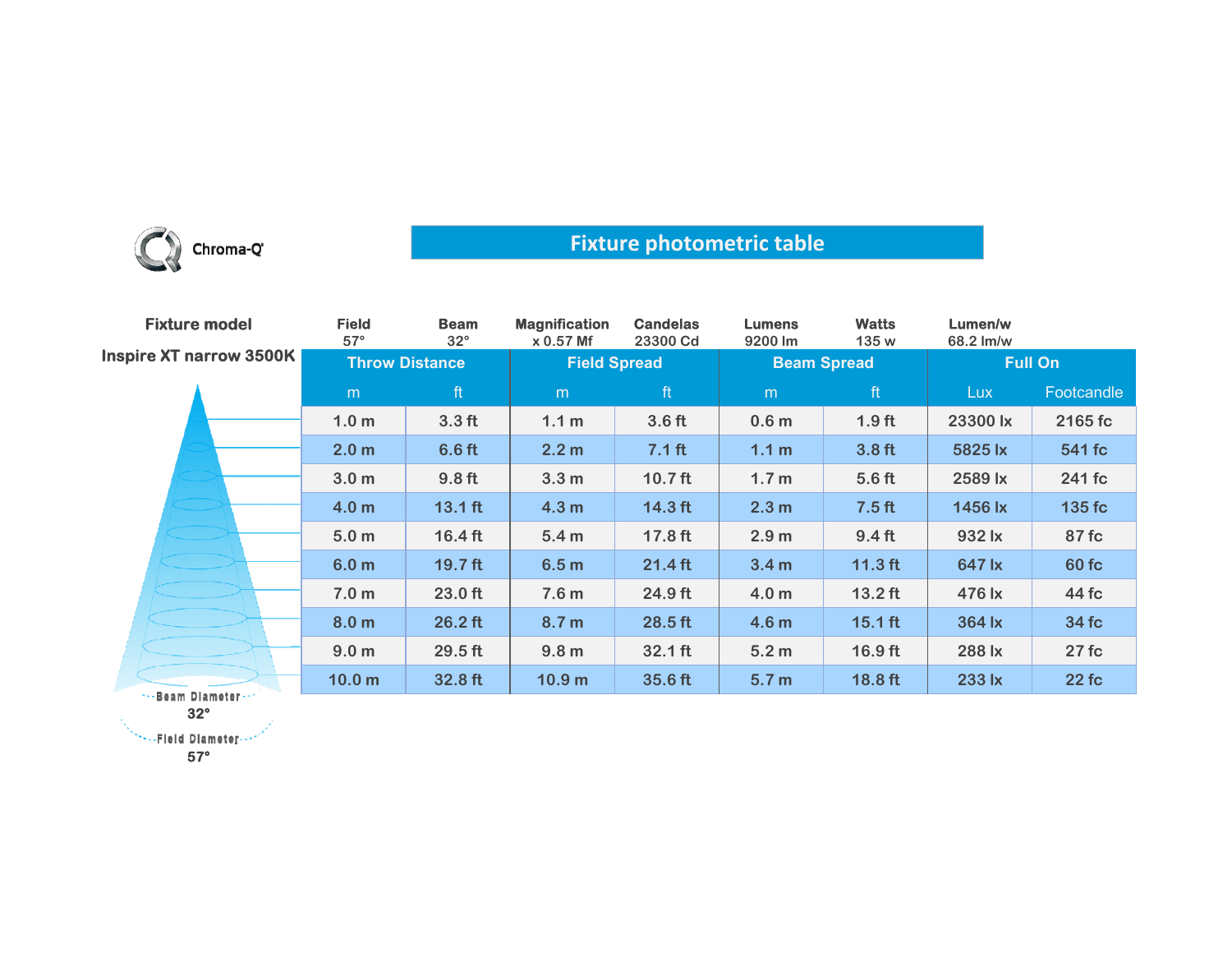Chroma-Q

# Fixture photometric table

**Fixture model**

**Inspire XT narrow 3500K**

| Field | Beam | Magnification | Candelas | Lumens | Watts | Lumen/w |
|---|---|---|---|---|---|---|
| 57° | 32° | x 0.57 Mf | 23300 Cd | 9200 lm | 135 w | 68.2 lm/w |

| Throw Distance | | Field Spread | | Beam Spread | | Full On | |
|---|---|---|---|---|---|---|---|
| m | ft | m | ft | m | ft | Lux | Footcandle |
| 1.0 m | 3.3 ft | 1.1 m | 3.6 ft | 0.6 m | 1.9 ft | 23300 lx | 2165 fc |
| 2.0 m | 6.6 ft | 2.2 m | 7.1 ft | 1.1 m | 3.8 ft | 5825 lx | 541 fc |
| 3.0 m | 9.8 ft | 3.3 m | 10.7 ft | 1.7 m | 5.6 ft | 2589 lx | 241 fc |
| 4.0 m | 13.1 ft | 4.3 m | 14.3 ft | 2.3 m | 7.5 ft | 1456 lx | 135 fc |
| 5.0 m | 16.4 ft | 5.4 m | 17.8 ft | 2.9 m | 9.4 ft | 932 lx | 87 fc |
| 6.0 m | 19.7 ft | 6.5 m | 21.4 ft | 3.4 m | 11.3 ft | 647 lx | 60 fc |
| 7.0 m | 23.0 ft | 7.6 m | 24.9 ft | 4.0 m | 13.2 ft | 476 lx | 44 fc |
| 8.0 m | 26.2 ft | 8.7 m | 28.5 ft | 4.6 m | 15.1 ft | 364 lx | 34 fc |
| 9.0 m | 29.5 ft | 9.8 m | 32.1 ft | 5.2 m | 16.9 ft | 288 lx | 27 fc |
| 10.0 m | 32.8 ft | 10.9 m | 35.6 ft | 5.7 m | 18.8 ft | 233 lx | 22 fc |

Beam Diameter 32°

Field Diameter 57°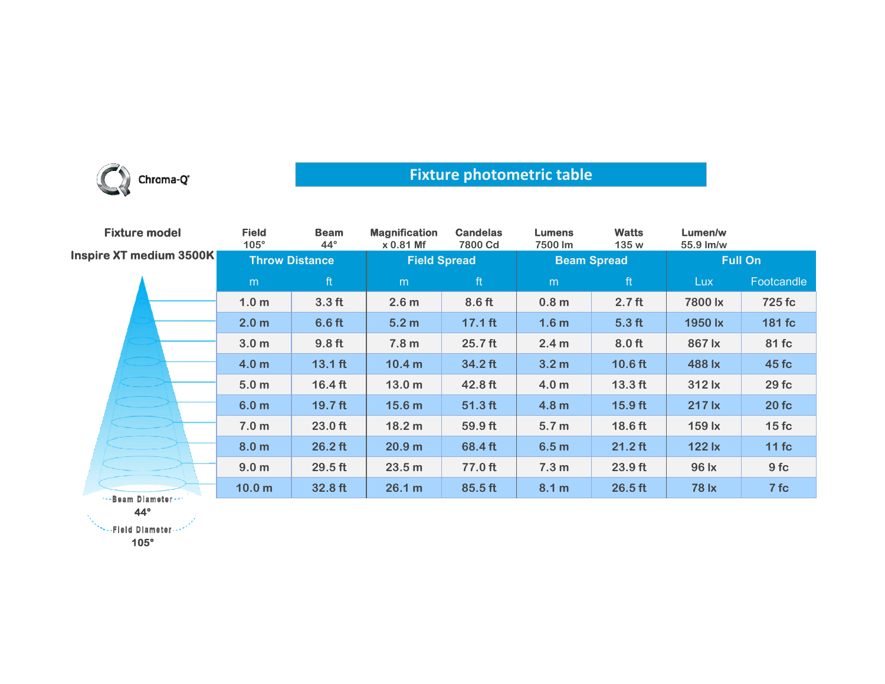Chroma-Q

# Fixture photometric table

| Fixture model | Field | Beam | Magnification | Candelas | Lumens | Watts | Lumen/w |
|---|---|---|---|---|---|---|---|
| Inspire XT medium 3500K | 105° | 44° | x 0.81 Mf | 7800 Cd | 7500 lm | 135 w | 55.9 lm/w |

| Throw Distance | | Field Spread | | Beam Spread | | Full On | |
|---|---|---|---|---|---|---|---|
| m | ft | m | ft | m | ft | Lux | Footcandle |
| 1.0 m | 3.3 ft | 2.6 m | 8.6 ft | 0.8 m | 2.7 ft | 7800 lx | 725 fc |
| 2.0 m | 6.6 ft | 5.2 m | 17.1 ft | 1.6 m | 5.3 ft | 1950 lx | 181 fc |
| 3.0 m | 9.8 ft | 7.8 m | 25.7 ft | 2.4 m | 8.0 ft | 867 lx | 81 fc |
| 4.0 m | 13.1 ft | 10.4 m | 34.2 ft | 3.2 m | 10.6 ft | 488 lx | 45 fc |
| 5.0 m | 16.4 ft | 13.0 m | 42.8 ft | 4.0 m | 13.3 ft | 312 lx | 29 fc |
| 6.0 m | 19.7 ft | 15.6 m | 51.3 ft | 4.8 m | 15.9 ft | 217 lx | 20 fc |
| 7.0 m | 23.0 ft | 18.2 m | 59.9 ft | 5.7 m | 18.6 ft | 159 lx | 15 fc |
| 8.0 m | 26.2 ft | 20.9 m | 68.4 ft | 6.5 m | 21.2 ft | 122 lx | 11 fc |
| 9.0 m | 29.5 ft | 23.5 m | 77.0 ft | 7.3 m | 23.9 ft | 96 lx | 9 fc |
| 10.0 m | 32.8 ft | 26.1 m | 85.5 ft | 8.1 m | 26.5 ft | 78 lx | 7 fc |

Beam Diameter 44°

Field Diameter 105°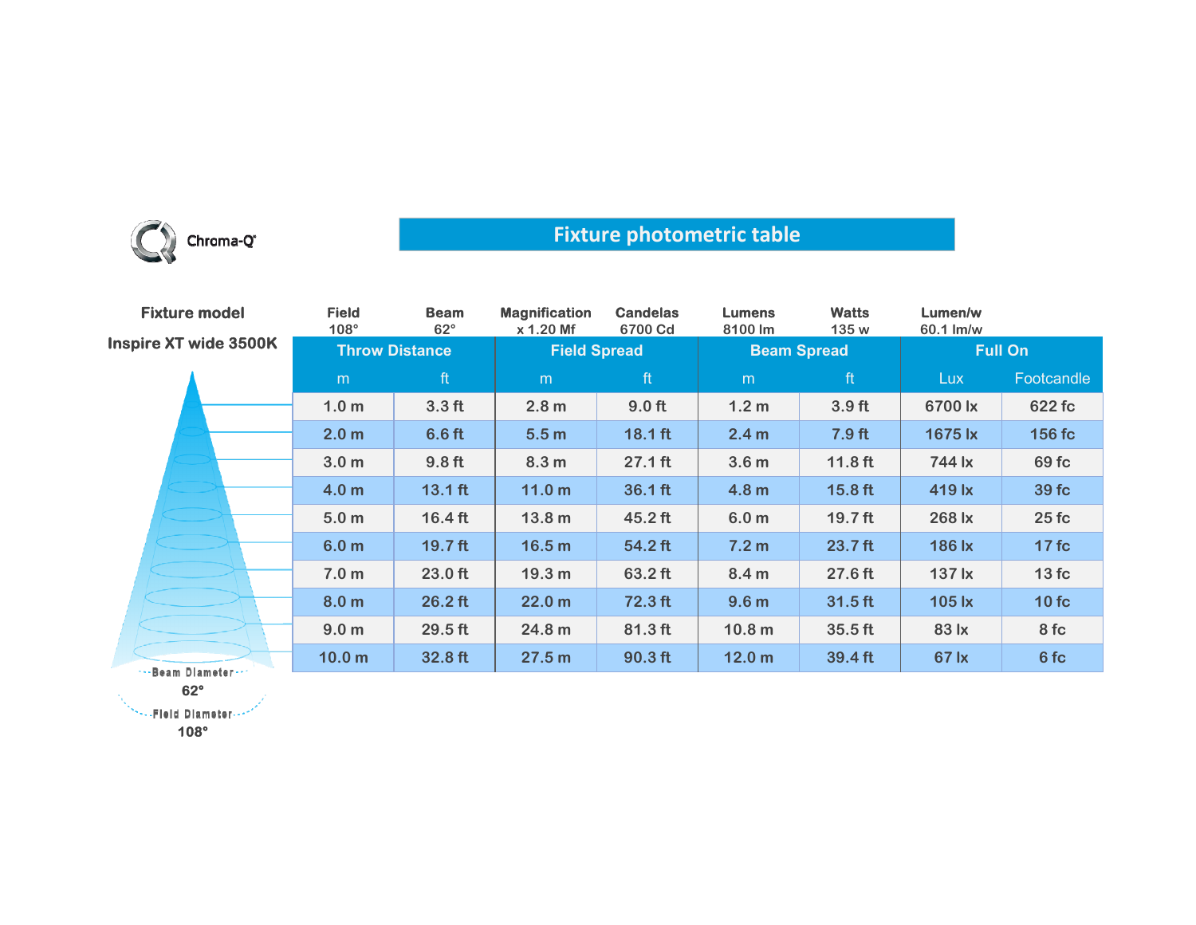Chroma-Q

# Fixture photometric table

**Fixture model**

**Inspire XT wide 3500K**

| Field | Beam | Magnification | Candelas | Lumens | Watts | Lumen/w |
|---|---|---|---|---|---|---|
| 108° | 62° | x 1.20 Mf | 6700 Cd | 8100 lm | 135 w | 60.1 lm/w |

| Throw Distance | | Field Spread | | Beam Spread | | Full On | |
|---|---|---|---|---|---|---|---|
| m | ft | m | ft | m | ft | Lux | Footcandle |
| 1.0 m | 3.3 ft | 2.8 m | 9.0 ft | 1.2 m | 3.9 ft | 6700 lx | 622 fc |
| 2.0 m | 6.6 ft | 5.5 m | 18.1 ft | 2.4 m | 7.9 ft | 1675 lx | 156 fc |
| 3.0 m | 9.8 ft | 8.3 m | 27.1 ft | 3.6 m | 11.8 ft | 744 lx | 69 fc |
| 4.0 m | 13.1 ft | 11.0 m | 36.1 ft | 4.8 m | 15.8 ft | 419 lx | 39 fc |
| 5.0 m | 16.4 ft | 13.8 m | 45.2 ft | 6.0 m | 19.7 ft | 268 lx | 25 fc |
| 6.0 m | 19.7 ft | 16.5 m | 54.2 ft | 7.2 m | 23.7 ft | 186 lx | 17 fc |
| 7.0 m | 23.0 ft | 19.3 m | 63.2 ft | 8.4 m | 27.6 ft | 137 lx | 13 fc |
| 8.0 m | 26.2 ft | 22.0 m | 72.3 ft | 9.6 m | 31.5 ft | 105 lx | 10 fc |
| 9.0 m | 29.5 ft | 24.8 m | 81.3 ft | 10.8 m | 35.5 ft | 83 lx | 8 fc |
| 10.0 m | 32.8 ft | 27.5 m | 90.3 ft | 12.0 m | 39.4 ft | 67 lx | 6 fc |

Beam Diameter
62°
Field Diameter
108°